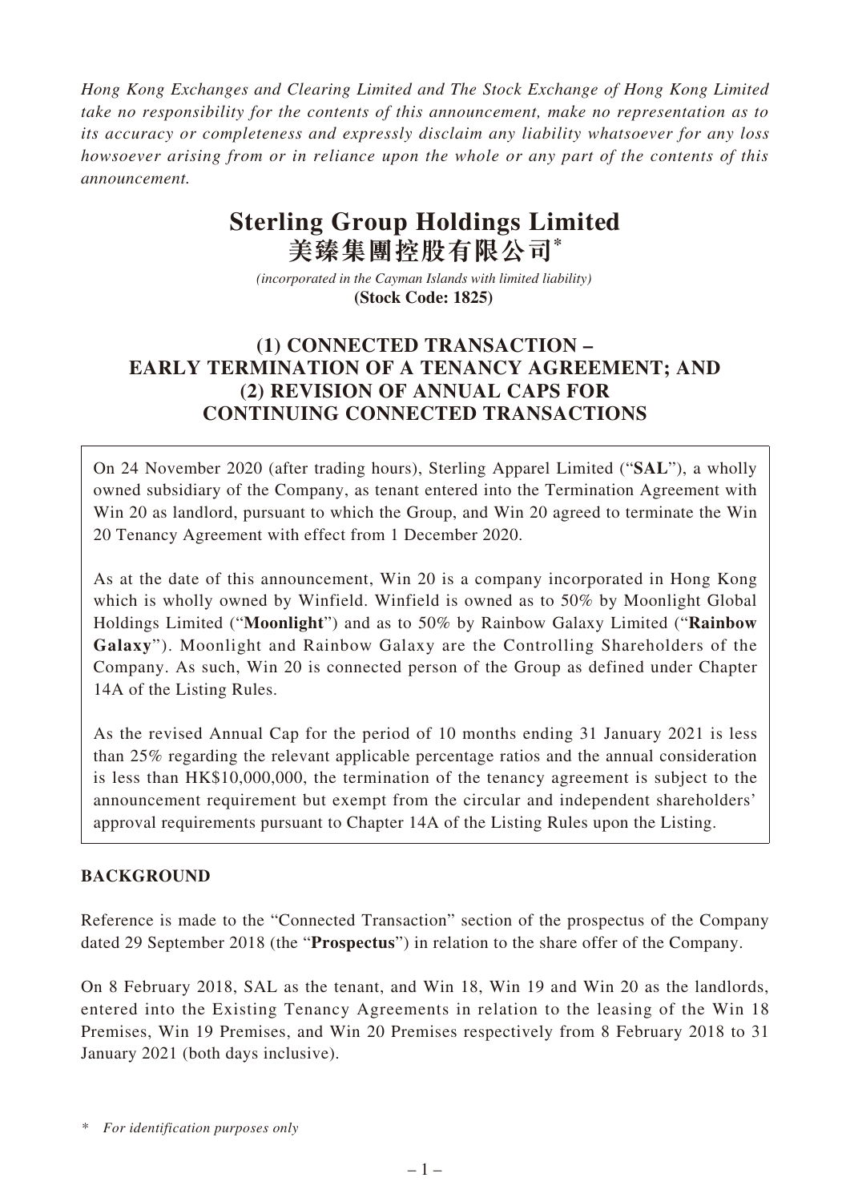*Hong Kong Exchanges and Clearing Limited and The Stock Exchange of Hong Kong Limited take no responsibility for the contents of this announcement, make no representation as to its accuracy or completeness and expressly disclaim any liability whatsoever for any loss howsoever arising from or in reliance upon the whole or any part of the contents of this announcement.*

# Sterling Group Holdings Limited
# 美臻集團控股有限公司*

*(incorporated in the Cayman Islands with limited liability)*
**(Stock Code: 1825)**

## (1) CONNECTED TRANSACTION – EARLY TERMINATION OF A TENANCY AGREEMENT; AND (2) REVISION OF ANNUAL CAPS FOR CONTINUING CONNECTED TRANSACTIONS

On 24 November 2020 (after trading hours), Sterling Apparel Limited ("**SAL**"), a wholly owned subsidiary of the Company, as tenant entered into the Termination Agreement with Win 20 as landlord, pursuant to which the Group, and Win 20 agreed to terminate the Win 20 Tenancy Agreement with effect from 1 December 2020.

As at the date of this announcement, Win 20 is a company incorporated in Hong Kong which is wholly owned by Winfield. Winfield is owned as to 50% by Moonlight Global Holdings Limited ("**Moonlight**") and as to 50% by Rainbow Galaxy Limited ("**Rainbow Galaxy**"). Moonlight and Rainbow Galaxy are the Controlling Shareholders of the Company. As such, Win 20 is connected person of the Group as defined under Chapter 14A of the Listing Rules.

As the revised Annual Cap for the period of 10 months ending 31 January 2021 is less than 25% regarding the relevant applicable percentage ratios and the annual consideration is less than HK$10,000,000, the termination of the tenancy agreement is subject to the announcement requirement but exempt from the circular and independent shareholders' approval requirements pursuant to Chapter 14A of the Listing Rules upon the Listing.

## BACKGROUND

Reference is made to the "Connected Transaction" section of the prospectus of the Company dated 29 September 2018 (the "**Prospectus**") in relation to the share offer of the Company.

On 8 February 2018, SAL as the tenant, and Win 18, Win 19 and Win 20 as the landlords, entered into the Existing Tenancy Agreements in relation to the leasing of the Win 18 Premises, Win 19 Premises, and Win 20 Premises respectively from 8 February 2018 to 31 January 2021 (both days inclusive).

\* *For identification purposes only*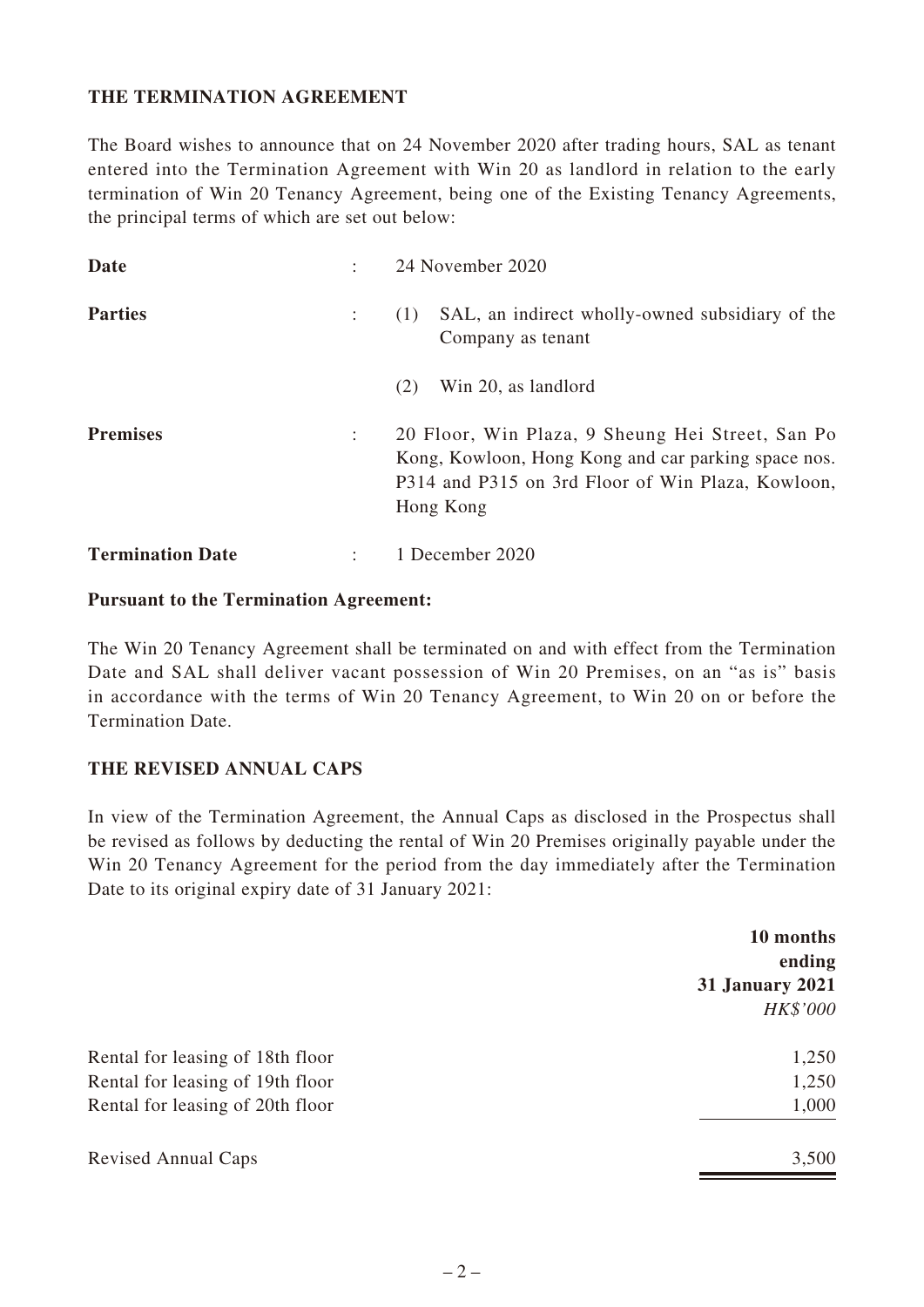## THE TERMINATION AGREEMENT

The Board wishes to announce that on 24 November 2020 after trading hours, SAL as tenant entered into the Termination Agreement with Win 20 as landlord in relation to the early termination of Win 20 Tenancy Agreement, being one of the Existing Tenancy Agreements, the principal terms of which are set out below:

| | | |
|---|---|---|
| **Date** | : | 24 November 2020 |
| **Parties** | : | (1) SAL, an indirect wholly-owned subsidiary of the Company as tenant |
| | | (2) Win 20, as landlord |
| **Premises** | : | 20 Floor, Win Plaza, 9 Sheung Hei Street, San Po Kong, Kowloon, Hong Kong and car parking space nos. P314 and P315 on 3rd Floor of Win Plaza, Kowloon, Hong Kong |
| **Termination Date** | : | 1 December 2020 |

**Pursuant to the Termination Agreement:**

The Win 20 Tenancy Agreement shall be terminated on and with effect from the Termination Date and SAL shall deliver vacant possession of Win 20 Premises, on an "as is" basis in accordance with the terms of Win 20 Tenancy Agreement, to Win 20 on or before the Termination Date.

## THE REVISED ANNUAL CAPS

In view of the Termination Agreement, the Annual Caps as disclosed in the Prospectus shall be revised as follows by deducting the rental of Win 20 Premises originally payable under the Win 20 Tenancy Agreement for the period from the day immediately after the Termination Date to its original expiry date of 31 January 2021:

| | **10 months ending 31 January 2021** *HK$'000* |
|---|---:|
| Rental for leasing of 18th floor | 1,250 |
| Rental for leasing of 19th floor | 1,250 |
| Rental for leasing of 20th floor | 1,000 |
| Revised Annual Caps | 3,500 |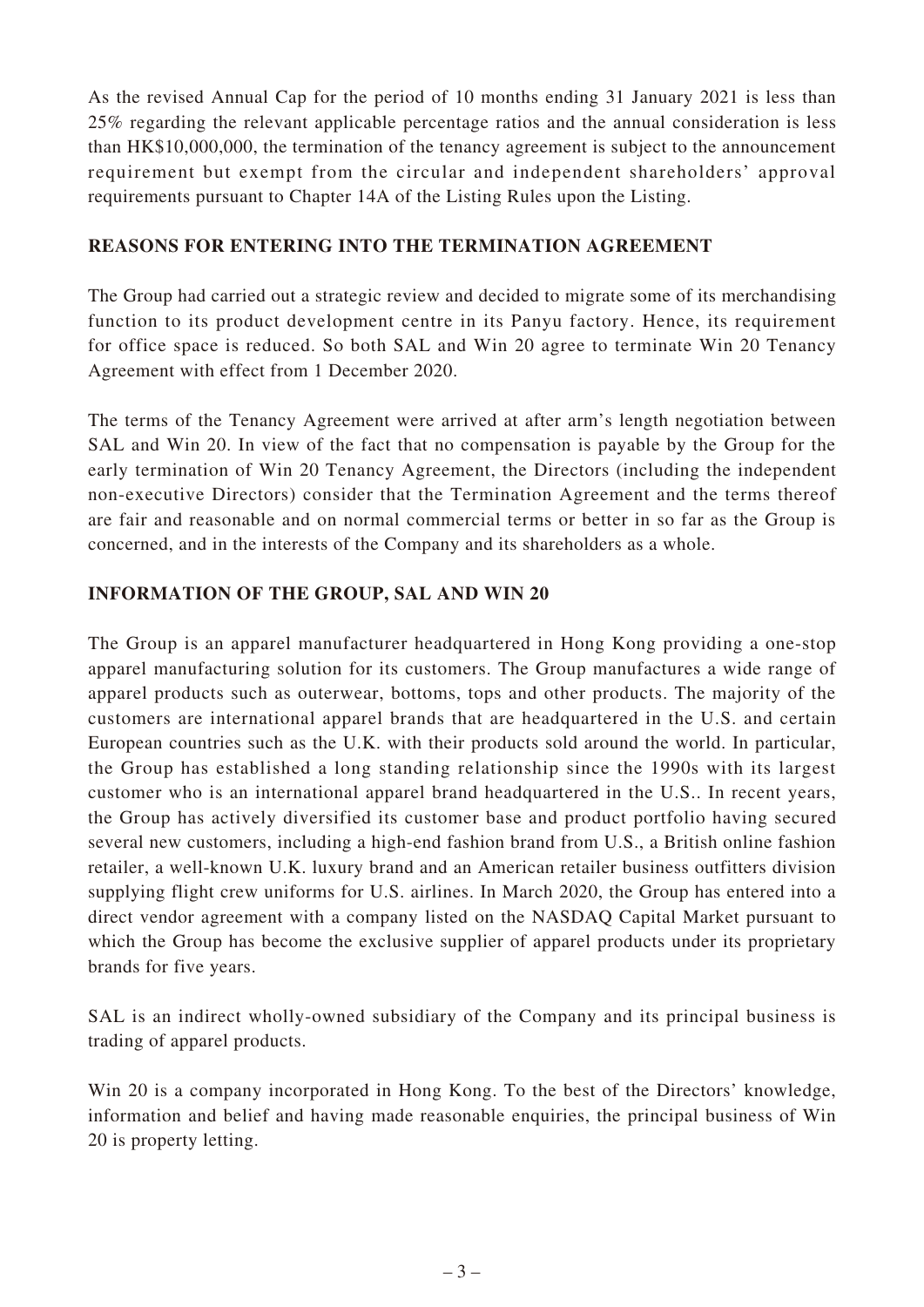As the revised Annual Cap for the period of 10 months ending 31 January 2021 is less than 25% regarding the relevant applicable percentage ratios and the annual consideration is less than HK$10,000,000, the termination of the tenancy agreement is subject to the announcement requirement but exempt from the circular and independent shareholders' approval requirements pursuant to Chapter 14A of the Listing Rules upon the Listing.

## REASONS FOR ENTERING INTO THE TERMINATION AGREEMENT

The Group had carried out a strategic review and decided to migrate some of its merchandising function to its product development centre in its Panyu factory. Hence, its requirement for office space is reduced. So both SAL and Win 20 agree to terminate Win 20 Tenancy Agreement with effect from 1 December 2020.

The terms of the Tenancy Agreement were arrived at after arm's length negotiation between SAL and Win 20. In view of the fact that no compensation is payable by the Group for the early termination of Win 20 Tenancy Agreement, the Directors (including the independent non-executive Directors) consider that the Termination Agreement and the terms thereof are fair and reasonable and on normal commercial terms or better in so far as the Group is concerned, and in the interests of the Company and its shareholders as a whole.

## INFORMATION OF THE GROUP, SAL AND WIN 20

The Group is an apparel manufacturer headquartered in Hong Kong providing a one-stop apparel manufacturing solution for its customers. The Group manufactures a wide range of apparel products such as outerwear, bottoms, tops and other products. The majority of the customers are international apparel brands that are headquartered in the U.S. and certain European countries such as the U.K. with their products sold around the world. In particular, the Group has established a long standing relationship since the 1990s with its largest customer who is an international apparel brand headquartered in the U.S.. In recent years, the Group has actively diversified its customer base and product portfolio having secured several new customers, including a high-end fashion brand from U.S., a British online fashion retailer, a well-known U.K. luxury brand and an American retailer business outfitters division supplying flight crew uniforms for U.S. airlines. In March 2020, the Group has entered into a direct vendor agreement with a company listed on the NASDAQ Capital Market pursuant to which the Group has become the exclusive supplier of apparel products under its proprietary brands for five years.

SAL is an indirect wholly-owned subsidiary of the Company and its principal business is trading of apparel products.

Win 20 is a company incorporated in Hong Kong. To the best of the Directors' knowledge, information and belief and having made reasonable enquiries, the principal business of Win 20 is property letting.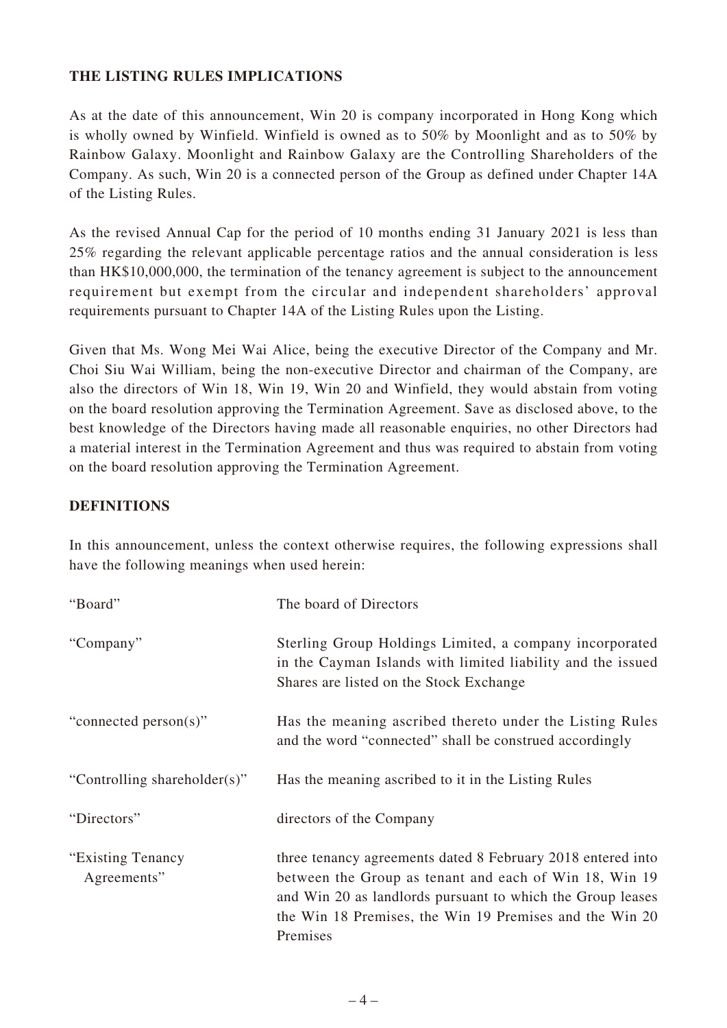## THE LISTING RULES IMPLICATIONS

As at the date of this announcement, Win 20 is company incorporated in Hong Kong which is wholly owned by Winfield. Winfield is owned as to 50% by Moonlight and as to 50% by Rainbow Galaxy. Moonlight and Rainbow Galaxy are the Controlling Shareholders of the Company. As such, Win 20 is a connected person of the Group as defined under Chapter 14A of the Listing Rules.

As the revised Annual Cap for the period of 10 months ending 31 January 2021 is less than 25% regarding the relevant applicable percentage ratios and the annual consideration is less than HK$10,000,000, the termination of the tenancy agreement is subject to the announcement requirement but exempt from the circular and independent shareholders' approval requirements pursuant to Chapter 14A of the Listing Rules upon the Listing.

Given that Ms. Wong Mei Wai Alice, being the executive Director of the Company and Mr. Choi Siu Wai William, being the non-executive Director and chairman of the Company, are also the directors of Win 18, Win 19, Win 20 and Winfield, they would abstain from voting on the board resolution approving the Termination Agreement. Save as disclosed above, to the best knowledge of the Directors having made all reasonable enquiries, no other Directors had a material interest in the Termination Agreement and thus was required to abstain from voting on the board resolution approving the Termination Agreement.

## DEFINITIONS

In this announcement, unless the context otherwise requires, the following expressions shall have the following meanings when used herein:

| | |
|---|---|
| "Board" | The board of Directors |
| "Company" | Sterling Group Holdings Limited, a company incorporated in the Cayman Islands with limited liability and the issued Shares are listed on the Stock Exchange |
| "connected person(s)" | Has the meaning ascribed thereto under the Listing Rules and the word "connected" shall be construed accordingly |
| "Controlling shareholder(s)" | Has the meaning ascribed to it in the Listing Rules |
| "Directors" | directors of the Company |
| "Existing Tenancy Agreements" | three tenancy agreements dated 8 February 2018 entered into between the Group as tenant and each of Win 18, Win 19 and Win 20 as landlords pursuant to which the Group leases the Win 18 Premises, the Win 19 Premises and the Win 20 Premises |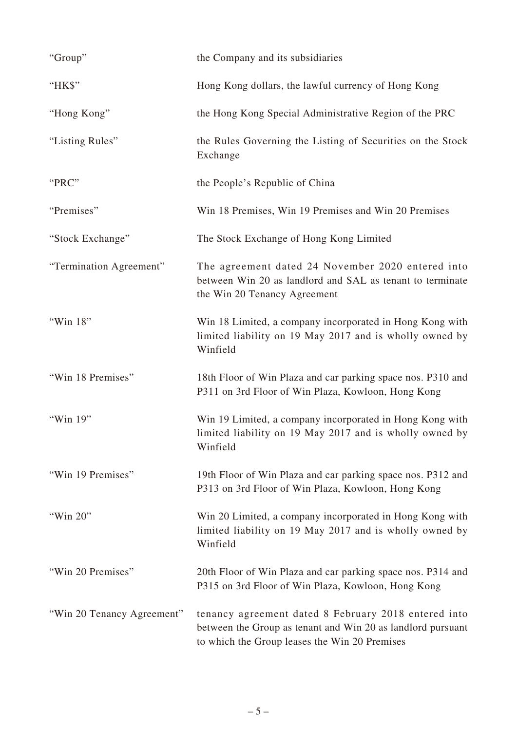| | |
|---|---|
| "Group" | the Company and its subsidiaries |
| "HK$" | Hong Kong dollars, the lawful currency of Hong Kong |
| "Hong Kong" | the Hong Kong Special Administrative Region of the PRC |
| "Listing Rules" | the Rules Governing the Listing of Securities on the Stock Exchange |
| "PRC" | the People's Republic of China |
| "Premises" | Win 18 Premises, Win 19 Premises and Win 20 Premises |
| "Stock Exchange" | The Stock Exchange of Hong Kong Limited |
| "Termination Agreement" | The agreement dated 24 November 2020 entered into between Win 20 as landlord and SAL as tenant to terminate the Win 20 Tenancy Agreement |
| "Win 18" | Win 18 Limited, a company incorporated in Hong Kong with limited liability on 19 May 2017 and is wholly owned by Winfield |
| "Win 18 Premises" | 18th Floor of Win Plaza and car parking space nos. P310 and P311 on 3rd Floor of Win Plaza, Kowloon, Hong Kong |
| "Win 19" | Win 19 Limited, a company incorporated in Hong Kong with limited liability on 19 May 2017 and is wholly owned by Winfield |
| "Win 19 Premises" | 19th Floor of Win Plaza and car parking space nos. P312 and P313 on 3rd Floor of Win Plaza, Kowloon, Hong Kong |
| "Win 20" | Win 20 Limited, a company incorporated in Hong Kong with limited liability on 19 May 2017 and is wholly owned by Winfield |
| "Win 20 Premises" | 20th Floor of Win Plaza and car parking space nos. P314 and P315 on 3rd Floor of Win Plaza, Kowloon, Hong Kong |
| "Win 20 Tenancy Agreement" | tenancy agreement dated 8 February 2018 entered into between the Group as tenant and Win 20 as landlord pursuant to which the Group leases the Win 20 Premises |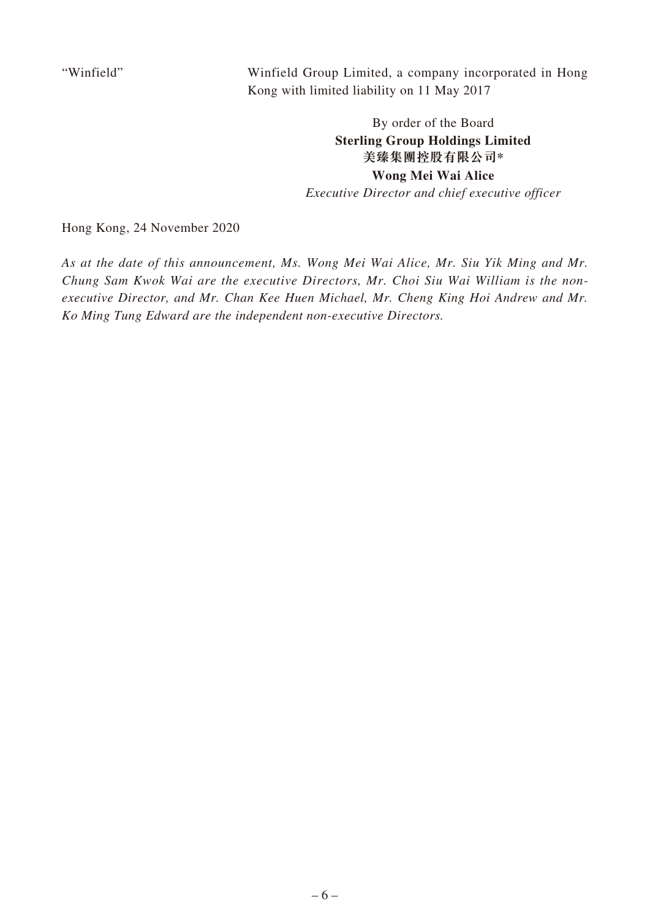| | |
|---|---|
| "Winfield" | Winfield Group Limited, a company incorporated in Hong Kong with limited liability on 11 May 2017 |

By order of the Board
**Sterling Group Holdings Limited**
**美臻集團控股有限公司***
**Wong Mei Wai Alice**
*Executive Director and chief executive officer*

Hong Kong, 24 November 2020

*As at the date of this announcement, Ms. Wong Mei Wai Alice, Mr. Siu Yik Ming and Mr. Chung Sam Kwok Wai are the executive Directors, Mr. Choi Siu Wai William is the non-executive Director, and Mr. Chan Kee Huen Michael, Mr. Cheng King Hoi Andrew and Mr. Ko Ming Tung Edward are the independent non-executive Directors.*